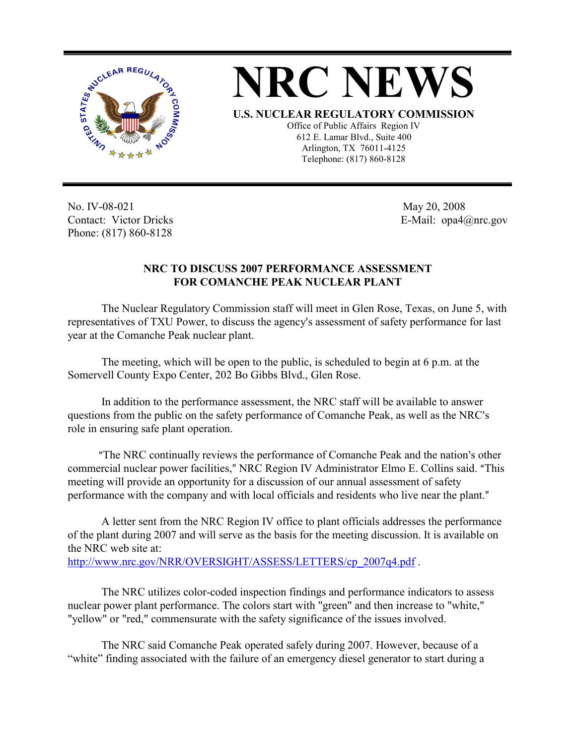# NRC NEWS

**U.S. NUCLEAR REGULATORY COMMISSION**

Office of Public Affairs Region IV
612 E. Lamar Blvd., Suite 400
Arlington, TX 76011-4125
Telephone: (817) 860-8128

No. IV-08-021
Contact: Victor Dricks
Phone: (817) 860-8128

May 20, 2008
E-Mail: opa4@nrc.gov

## NRC TO DISCUSS 2007 PERFORMANCE ASSESSMENT FOR COMANCHE PEAK NUCLEAR PLANT

The Nuclear Regulatory Commission staff will meet in Glen Rose, Texas, on June 5, with representatives of TXU Power, to discuss the agency's assessment of safety performance for last year at the Comanche Peak nuclear plant.

The meeting, which will be open to the public, is scheduled to begin at 6 p.m. at the Somervell County Expo Center, 202 Bo Gibbs Blvd., Glen Rose.

In addition to the performance assessment, the NRC staff will be available to answer questions from the public on the safety performance of Comanche Peak, as well as the NRC's role in ensuring safe plant operation.

"The NRC continually reviews the performance of Comanche Peak and the nation's other commercial nuclear power facilities," NRC Region IV Administrator Elmo E. Collins said. "This meeting will provide an opportunity for a discussion of our annual assessment of safety performance with the company and with local officials and residents who live near the plant."

A letter sent from the NRC Region IV office to plant officials addresses the performance of the plant during 2007 and will serve as the basis for the meeting discussion. It is available on the NRC web site at:
http://www.nrc.gov/NRR/OVERSIGHT/ASSESS/LETTERS/cp_2007q4.pdf .

The NRC utilizes color-coded inspection findings and performance indicators to assess nuclear power plant performance. The colors start with "green" and then increase to "white," "yellow" or "red," commensurate with the safety significance of the issues involved.

The NRC said Comanche Peak operated safely during 2007. However, because of a "white" finding associated with the failure of an emergency diesel generator to start during a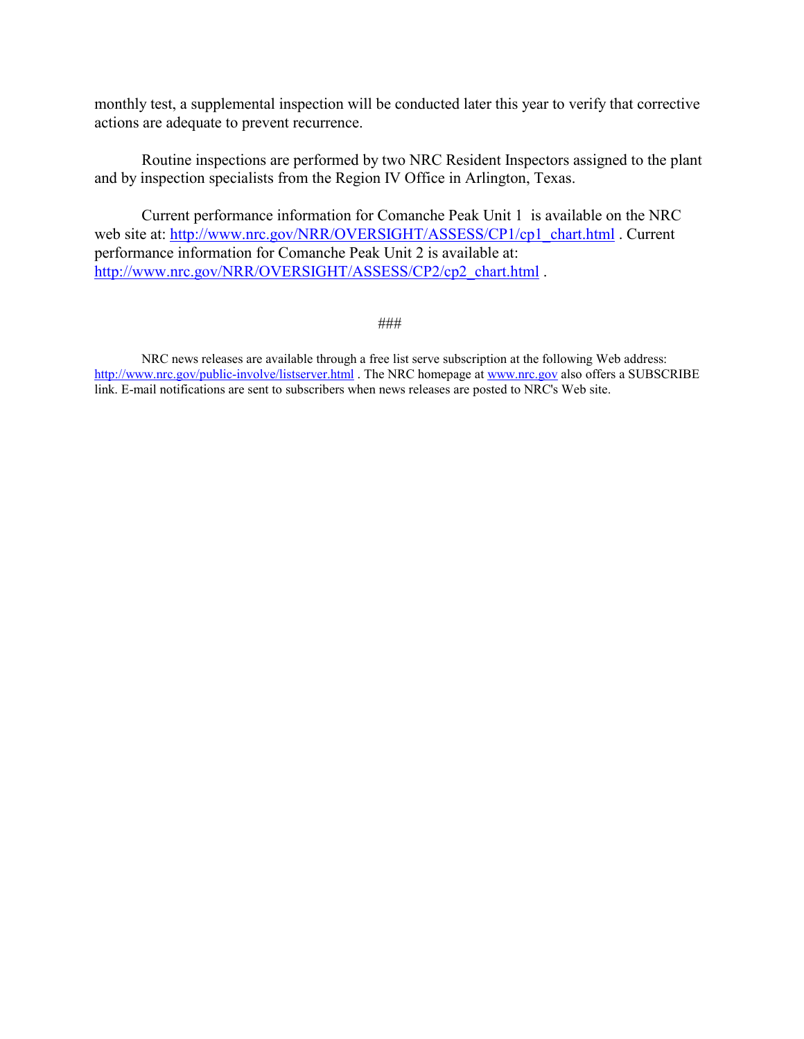monthly test, a supplemental inspection will be conducted later this year to verify that corrective actions are adequate to prevent recurrence.

Routine inspections are performed by two NRC Resident Inspectors assigned to the plant and by inspection specialists from the Region IV Office in Arlington, Texas.

Current performance information for Comanche Peak Unit 1 is available on the NRC web site at: http://www.nrc.gov/NRR/OVERSIGHT/ASSESS/CP1/cp1_chart.html . Current performance information for Comanche Peak Unit 2 is available at: http://www.nrc.gov/NRR/OVERSIGHT/ASSESS/CP2/cp2_chart.html .

###

NRC news releases are available through a free list serve subscription at the following Web address: http://www.nrc.gov/public-involve/listserver.html . The NRC homepage at www.nrc.gov also offers a SUBSCRIBE link. E-mail notifications are sent to subscribers when news releases are posted to NRC's Web site.